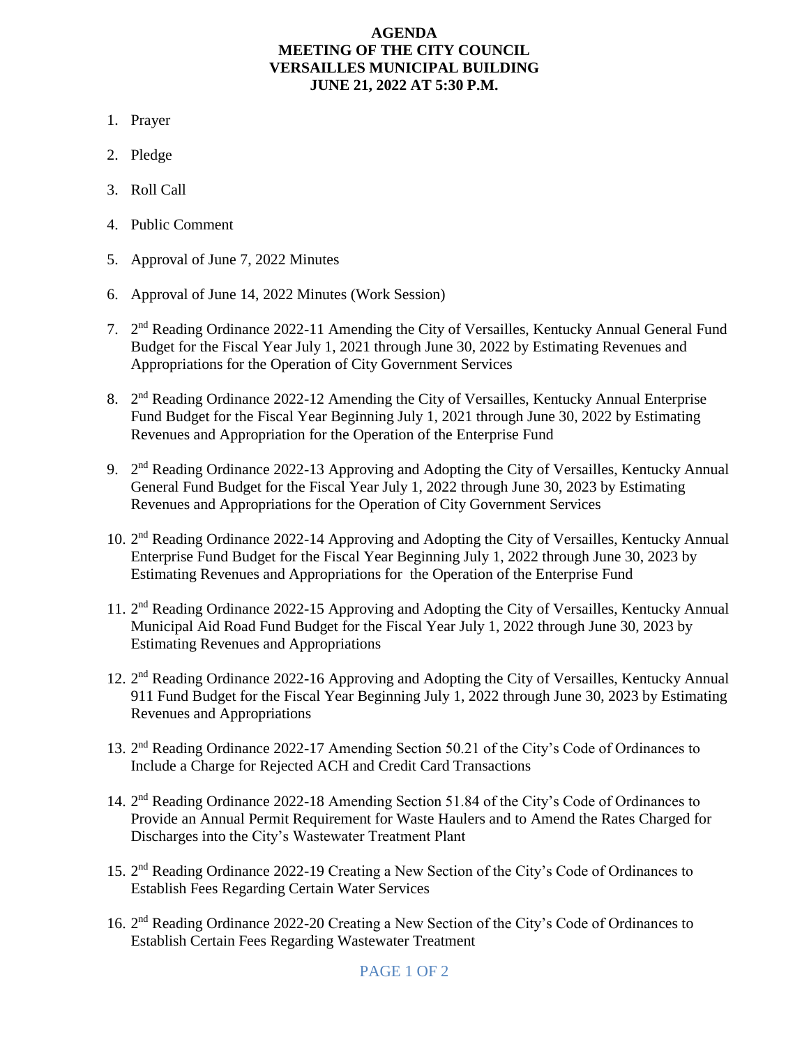# AGENDA
# MEETING OF THE CITY COUNCIL
# VERSAILLES MUNICIPAL BUILDING
# JUNE 21, 2022 AT 5:30 P.M.

1. Prayer
2. Pledge
3. Roll Call
4. Public Comment
5. Approval of June 7, 2022 Minutes
6. Approval of June 14, 2022 Minutes (Work Session)
7. 2nd Reading Ordinance 2022-11 Amending the City of Versailles, Kentucky Annual General Fund Budget for the Fiscal Year July 1, 2021 through June 30, 2022 by Estimating Revenues and Appropriations for the Operation of City Government Services
8. 2nd Reading Ordinance 2022-12 Amending the City of Versailles, Kentucky Annual Enterprise Fund Budget for the Fiscal Year Beginning July 1, 2021 through June 30, 2022 by Estimating Revenues and Appropriation for the Operation of the Enterprise Fund
9. 2nd Reading Ordinance 2022-13 Approving and Adopting the City of Versailles, Kentucky Annual General Fund Budget for the Fiscal Year July 1, 2022 through June 30, 2023 by Estimating Revenues and Appropriations for the Operation of City Government Services
10. 2nd Reading Ordinance 2022-14 Approving and Adopting the City of Versailles, Kentucky Annual Enterprise Fund Budget for the Fiscal Year Beginning July 1, 2022 through June 30, 2023 by Estimating Revenues and Appropriations for the Operation of the Enterprise Fund
11. 2nd Reading Ordinance 2022-15 Approving and Adopting the City of Versailles, Kentucky Annual Municipal Aid Road Fund Budget for the Fiscal Year July 1, 2022 through June 30, 2023 by Estimating Revenues and Appropriations
12. 2nd Reading Ordinance 2022-16 Approving and Adopting the City of Versailles, Kentucky Annual 911 Fund Budget for the Fiscal Year Beginning July 1, 2022 through June 30, 2023 by Estimating Revenues and Appropriations
13. 2nd Reading Ordinance 2022-17 Amending Section 50.21 of the City's Code of Ordinances to Include a Charge for Rejected ACH and Credit Card Transactions
14. 2nd Reading Ordinance 2022-18 Amending Section 51.84 of the City's Code of Ordinances to Provide an Annual Permit Requirement for Waste Haulers and to Amend the Rates Charged for Discharges into the City's Wastewater Treatment Plant
15. 2nd Reading Ordinance 2022-19 Creating a New Section of the City's Code of Ordinances to Establish Fees Regarding Certain Water Services
16. 2nd Reading Ordinance 2022-20 Creating a New Section of the City's Code of Ordinances to Establish Certain Fees Regarding Wastewater Treatment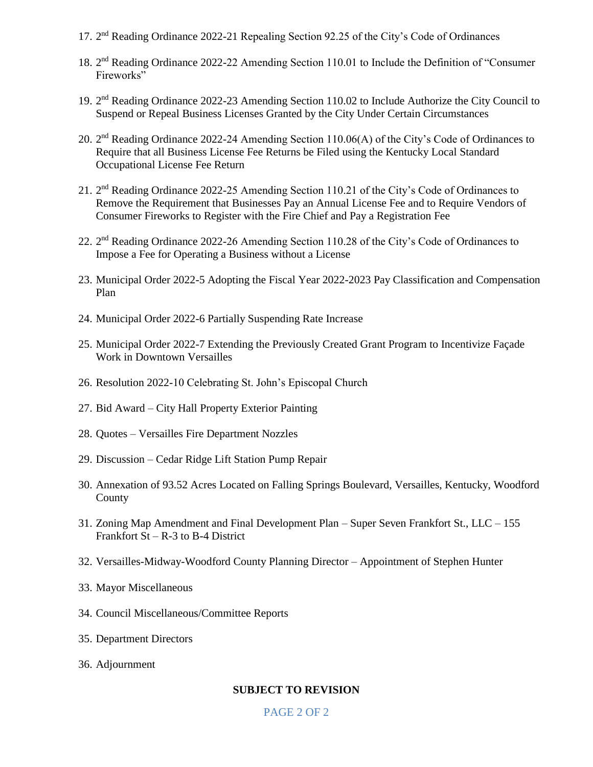17. 2nd Reading Ordinance 2022-21 Repealing Section 92.25 of the City's Code of Ordinances

18. 2nd Reading Ordinance 2022-22 Amending Section 110.01 to Include the Definition of "Consumer Fireworks"

19. 2nd Reading Ordinance 2022-23 Amending Section 110.02 to Include Authorize the City Council to Suspend or Repeal Business Licenses Granted by the City Under Certain Circumstances

20. 2nd Reading Ordinance 2022-24 Amending Section 110.06(A) of the City's Code of Ordinances to Require that all Business License Fee Returns be Filed using the Kentucky Local Standard Occupational License Fee Return

21. 2nd Reading Ordinance 2022-25 Amending Section 110.21 of the City's Code of Ordinances to Remove the Requirement that Businesses Pay an Annual License Fee and to Require Vendors of Consumer Fireworks to Register with the Fire Chief and Pay a Registration Fee

22. 2nd Reading Ordinance 2022-26 Amending Section 110.28 of the City's Code of Ordinances to Impose a Fee for Operating a Business without a License

23. Municipal Order 2022-5 Adopting the Fiscal Year 2022-2023 Pay Classification and Compensation Plan

24. Municipal Order 2022-6 Partially Suspending Rate Increase

25. Municipal Order 2022-7 Extending the Previously Created Grant Program to Incentivize Façade Work in Downtown Versailles

26. Resolution 2022-10 Celebrating St. John's Episcopal Church

27. Bid Award – City Hall Property Exterior Painting

28. Quotes – Versailles Fire Department Nozzles

29. Discussion – Cedar Ridge Lift Station Pump Repair

30. Annexation of 93.52 Acres Located on Falling Springs Boulevard, Versailles, Kentucky, Woodford County

31. Zoning Map Amendment and Final Development Plan – Super Seven Frankfort St., LLC – 155 Frankfort St – R-3 to B-4 District

32. Versailles-Midway-Woodford County Planning Director – Appointment of Stephen Hunter

33. Mayor Miscellaneous

34. Council Miscellaneous/Committee Reports

35. Department Directors

36. Adjournment

**SUBJECT TO REVISION**